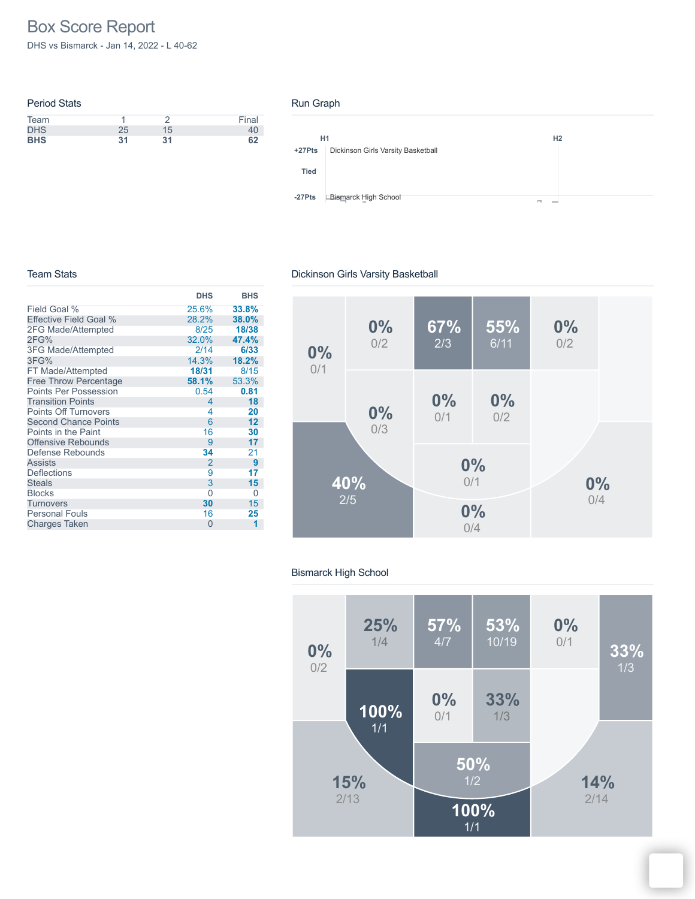# Box Score Report

DHS vs Bismarck - Jan 14, 2022 - L 40-62

## Period Stats

| Team | 1 | 2 | Final |
|---|---|---|---|
| DHS | 25 | 15 | 40 |
| **BHS** | **31** | **31** | **62** |

## Run Graph

H1 | H2

+27Pts — Dickinson Girls Varsity Basketball

Tied

-27Pts — Bismarck High School

## Team Stats

| | DHS | BHS |
|---|---|---|
| Field Goal % | 25.6% | **33.8%** |
| Effective Field Goal % | 28.2% | **38.0%** |
| 2FG Made/Attempted | 8/25 | **18/38** |
| 2FG% | 32.0% | **47.4%** |
| 3FG Made/Attempted | 2/14 | **6/33** |
| 3FG% | 14.3% | **18.2%** |
| FT Made/Attempted | **18/31** | 8/15 |
| Free Throw Percentage | **58.1%** | 53.3% |
| Points Per Possession | 0.54 | **0.81** |
| Transition Points | 4 | **18** |
| Points Off Turnovers | 4 | **20** |
| Second Chance Points | 6 | **12** |
| Points in the Paint | 16 | **30** |
| Offensive Rebounds | 9 | **17** |
| Defense Rebounds | **34** | 21 |
| Assists | 2 | **9** |
| Deflections | 9 | **17** |
| Steals | 3 | **15** |
| Blocks | 0 | 0 |
| Turnovers | **30** | 15 |
| Personal Fouls | 16 | **25** |
| Charges Taken | 0 | **1** |

## Dickinson Girls Varsity Basketball

0% 0/1 | 0% 0/2 | 67% 2/3 | 55% 6/11 | 0% 0/2

0% 0/3 | 0% 0/1 | 0% 0/2

40% 2/5 | 0% 0/1 | 0% 0/4 | 0% 0/4

## Bismarck High School

0% 0/2 | 25% 1/4 | 57% 4/7 | 53% 10/19 | 0% 0/1 | 33% 1/3

100% 1/1 | 0% 0/1 | 33% 1/3

15% 2/13 | 50% 1/2 | 100% 1/1 | 14% 2/14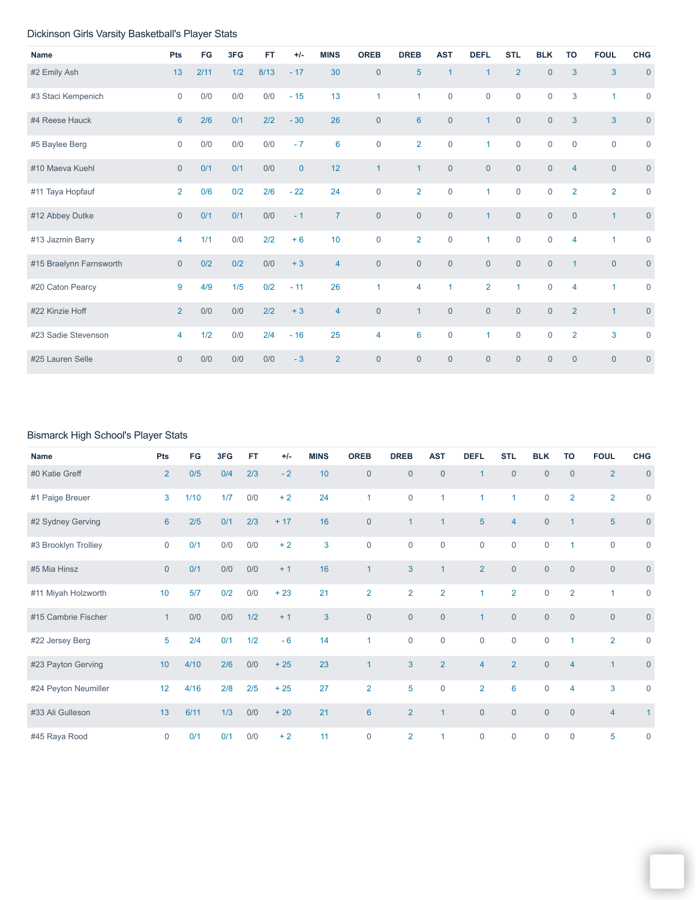Dickinson Girls Varsity Basketball's Player Stats

| Name | Pts | FG | 3FG | FT | +/- | MINS | OREB | DREB | AST | DEFL | STL | BLK | TO | FOUL | CHG |
|---|---|---|---|---|---|---|---|---|---|---|---|---|---|---|---|
| #2 Emily Ash | 13 | 2/11 | 1/2 | 8/13 | - 17 | 30 | 0 | 5 | 1 | 1 | 2 | 0 | 3 | 3 | 0 |
| #3 Staci Kempenich | 0 | 0/0 | 0/0 | 0/0 | - 15 | 13 | 1 | 1 | 0 | 0 | 0 | 0 | 3 | 1 | 0 |
| #4 Reese Hauck | 6 | 2/6 | 0/1 | 2/2 | - 30 | 26 | 0 | 6 | 0 | 1 | 0 | 0 | 3 | 3 | 0 |
| #5 Baylee Berg | 0 | 0/0 | 0/0 | 0/0 | - 7 | 6 | 0 | 2 | 0 | 1 | 0 | 0 | 0 | 0 | 0 |
| #10 Maeva Kuehl | 0 | 0/1 | 0/1 | 0/0 | 0 | 12 | 1 | 1 | 0 | 0 | 0 | 0 | 4 | 0 | 0 |
| #11 Taya Hopfauf | 2 | 0/6 | 0/2 | 2/6 | - 22 | 24 | 0 | 2 | 0 | 1 | 0 | 0 | 2 | 2 | 0 |
| #12 Abbey Dutke | 0 | 0/1 | 0/1 | 0/0 | - 1 | 7 | 0 | 0 | 0 | 1 | 0 | 0 | 0 | 1 | 0 |
| #13 Jazmin Barry | 4 | 1/1 | 0/0 | 2/2 | + 6 | 10 | 0 | 2 | 0 | 1 | 0 | 0 | 4 | 1 | 0 |
| #15 Braelynn Farnsworth | 0 | 0/2 | 0/2 | 0/0 | + 3 | 4 | 0 | 0 | 0 | 0 | 0 | 0 | 1 | 0 | 0 |
| #20 Caton Pearcy | 9 | 4/9 | 1/5 | 0/2 | - 11 | 26 | 1 | 4 | 1 | 2 | 1 | 0 | 4 | 1 | 0 |
| #22 Kinzie Hoff | 2 | 0/0 | 0/0 | 2/2 | + 3 | 4 | 0 | 1 | 0 | 0 | 0 | 0 | 2 | 1 | 0 |
| #23 Sadie Stevenson | 4 | 1/2 | 0/0 | 2/4 | - 16 | 25 | 4 | 6 | 0 | 1 | 0 | 0 | 2 | 3 | 0 |
| #25 Lauren Selle | 0 | 0/0 | 0/0 | 0/0 | - 3 | 2 | 0 | 0 | 0 | 0 | 0 | 0 | 0 | 0 | 0 |

Bismarck High School's Player Stats

| Name | Pts | FG | 3FG | FT | +/- | MINS | OREB | DREB | AST | DEFL | STL | BLK | TO | FOUL | CHG |
|---|---|---|---|---|---|---|---|---|---|---|---|---|---|---|---|
| #0 Katie Greff | 2 | 0/5 | 0/4 | 2/3 | - 2 | 10 | 0 | 0 | 0 | 1 | 0 | 0 | 0 | 2 | 0 |
| #1 Paige Breuer | 3 | 1/10 | 1/7 | 0/0 | + 2 | 24 | 1 | 0 | 1 | 1 | 1 | 0 | 2 | 2 | 0 |
| #2 Sydney Gerving | 6 | 2/5 | 0/1 | 2/3 | + 17 | 16 | 0 | 1 | 1 | 5 | 4 | 0 | 1 | 5 | 0 |
| #3 Brooklyn Trolliey | 0 | 0/1 | 0/0 | 0/0 | + 2 | 3 | 0 | 0 | 0 | 0 | 0 | 0 | 1 | 0 | 0 |
| #5 Mia Hinsz | 0 | 0/1 | 0/0 | 0/0 | + 1 | 16 | 1 | 3 | 1 | 2 | 0 | 0 | 0 | 0 | 0 |
| #11 Miyah Holzworth | 10 | 5/7 | 0/2 | 0/0 | + 23 | 21 | 2 | 2 | 2 | 1 | 2 | 0 | 2 | 1 | 0 |
| #15 Cambrie Fischer | 1 | 0/0 | 0/0 | 1/2 | + 1 | 3 | 0 | 0 | 0 | 1 | 0 | 0 | 0 | 0 | 0 |
| #22 Jersey Berg | 5 | 2/4 | 0/1 | 1/2 | - 6 | 14 | 1 | 0 | 0 | 0 | 0 | 0 | 1 | 2 | 0 |
| #23 Payton Gerving | 10 | 4/10 | 2/6 | 0/0 | + 25 | 23 | 1 | 3 | 2 | 4 | 2 | 0 | 4 | 1 | 0 |
| #24 Peyton Neumiller | 12 | 4/16 | 2/8 | 2/5 | + 25 | 27 | 2 | 5 | 0 | 2 | 6 | 0 | 4 | 3 | 0 |
| #33 Ali Gulleson | 13 | 6/11 | 1/3 | 0/0 | + 20 | 21 | 6 | 2 | 1 | 0 | 0 | 0 | 0 | 4 | 1 |
| #45 Raya Rood | 0 | 0/1 | 0/1 | 0/0 | + 2 | 11 | 0 | 2 | 1 | 0 | 0 | 0 | 0 | 5 | 0 |